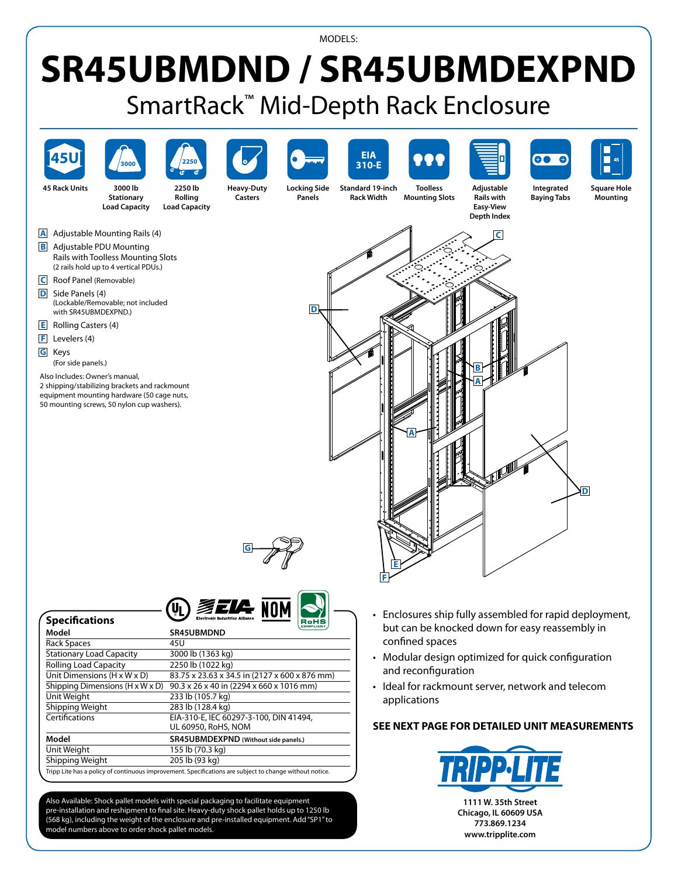MODELS:

# SR45UBMDND / SR45UBMDEXPND

## SmartRack™ Mid-Depth Rack Enclosure

- 45 Rack Units
- 3000 lb Stationary Load Capacity
- 2250 lb Rolling Load Capacity
- Heavy-Duty Casters
- Locking Side Panels
- Standard 19-inch Rack Width
- Toolless Mounting Slots
- Adjustable Rails with Easy-View Depth Index
- Integrated Baying Tabs
- Square Hole Mounting

**A** Adjustable Mounting Rails (4)

**B** Adjustable PDU Mounting Rails with Toolless Mounting Slots (2 rails hold up to 4 vertical PDUs.)

**C** Roof Panel (Removable)

**D** Side Panels (4) (Lockable/Removable; not included with SR45UBMDEXPND.)

**E** Rolling Casters (4)

**F** Levelers (4)

**G** Keys (For side panels.)

Also Includes: Owner's manual, 2 shipping/stabilizing brackets and rackmount equipment mounting hardware (50 cage nuts, 50 mounting screws, 50 nylon cup washers).

### Specifications

| Model | SR45UBMDND |
|---|---|
| Rack Spaces | 45U |
| Stationary Load Capacity | 3000 lb (1363 kg) |
| Rolling Load Capacity | 2250 lb (1022 kg) |
| Unit Dimensions (H x W x D) | 83.75 x 23.63 x 34.5 in (2127 x 600 x 876 mm) |
| Shipping Dimensions (H x W x D) | 90.3 x 26 x 40 in (2294 x 660 x 1016 mm) |
| Unit Weight | 233 lb (105.7 kg) |
| Shipping Weight | 283 lb (128.4 kg) |
| Certifications | EIA-310-E, IEC 60297-3-100, DIN 41494, UL 60950, RoHS, NOM |
| **Model** | **SR45UBMDEXPND** (Without side panels.) |
| Unit Weight | 155 lb (70.3 kg) |
| Shipping Weight | 205 lb (93 kg) |

Tripp Lite has a policy of continuous improvement. Specifications are subject to change without notice.

Also Available: Shock pallet models with special packaging to facilitate equipment pre-installation and reshipment to final site. Heavy-duty shock pallet holds up to 1250 lb (568 kg), including the weight of the enclosure and pre-installed equipment. Add "SP1" to model numbers above to order shock pallet models.

- Enclosures ship fully assembled for rapid deployment, but can be knocked down for easy reassembly in confined spaces
- Modular design optimized for quick configuration and reconfiguration
- Ideal for rackmount server, network and telecom applications

**SEE NEXT PAGE FOR DETAILED UNIT MEASUREMENTS**

TRIPP·LITE

1111 W. 35th Street
Chicago, IL 60609 USA
773.869.1234
www.tripplite.com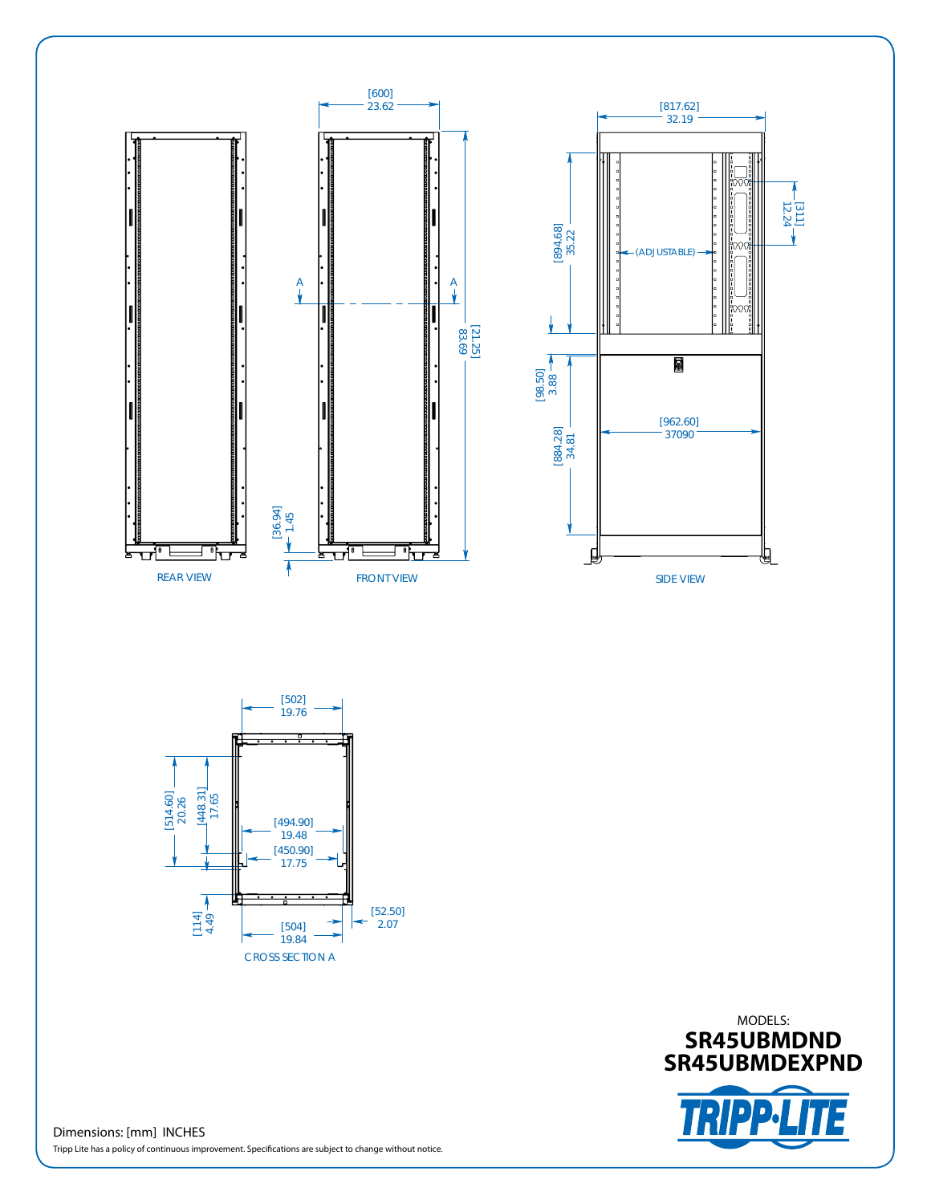[600]
23.62

A A

[21.25]
83.69

[36.94]
1.45

REAR VIEW

FRONT VIEW

[817.62]
32.19

[894.68]
35.22

(ADJUSTABLE)

[311]
12.24

[98.50]
3.88

[962.60]
37090

[884.28]
34.81

SIDE VIEW

[502]
19.76

[514.60]
20.26

[448.31]
17.65

[494.90]
19.48

[450.90]
17.75

[114]
4.49

[504]
19.84

[52.50]
2.07

CROSS SECTION A

MODELS:

**SR45UBMDND**

**SR45UBMDEXPND**

Dimensions: [mm] INCHES

Tripp Lite has a policy of continuous improvement. Specifications are subject to change without notice.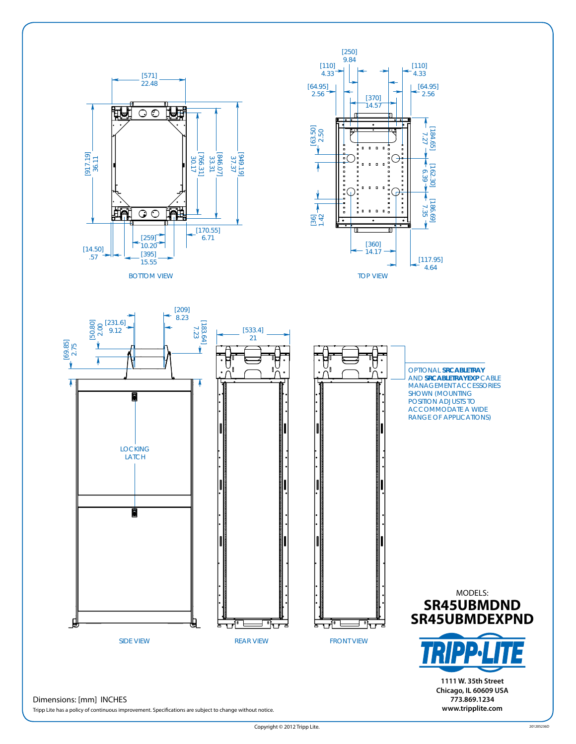BOTTOM VIEW

[571]
22.48

[917.19]
36.11

[766.31]
30.17

[846.07]
33.31

[949.19]
37.37

[259]
10.20

[395]
15.55

[14.50]
.57

[170.55]
6.71

TOP VIEW

[250]
9.84

[110]
4.33

[110]
4.33

[64.95]
2.56

[64.95]
2.56

[370]
14.57

[63.50]
2.50

[36]
1.42

[184.65]
7.27

[162.30]
6.39

[186.69]
7.35

[360]
14.17

[117.95]
4.64

SIDE VIEW

[209]
8.23

[231.6]
9.12

[50.80]
2.00

[69.85]
2.75

[183.64]
7.23

LOCKING LATCH

REAR VIEW

[533.4]
21

FRONT VIEW

OPTIONAL **SRCABLETRAY** AND **SRCABLETRAYEXP** CABLE MANAGEMENT ACCESSORIES SHOWN (MOUNTING POSITION ADJUSTS TO ACCOMMODATE A WIDE RANGE OF APPLICATIONS)

MODELS:
**SR45UBMDND**
**SR45UBMDEXPND**

TRIPP·LITE

**1111 W. 35th Street**
**Chicago, IL 60609 USA**
**773.869.1234**
**www.tripplite.com**

Dimensions: [mm] INCHES

Tripp Lite has a policy of continuous improvement. Specifications are subject to change without notice.

Copyright © 2012 Tripp Lite.

201205236D